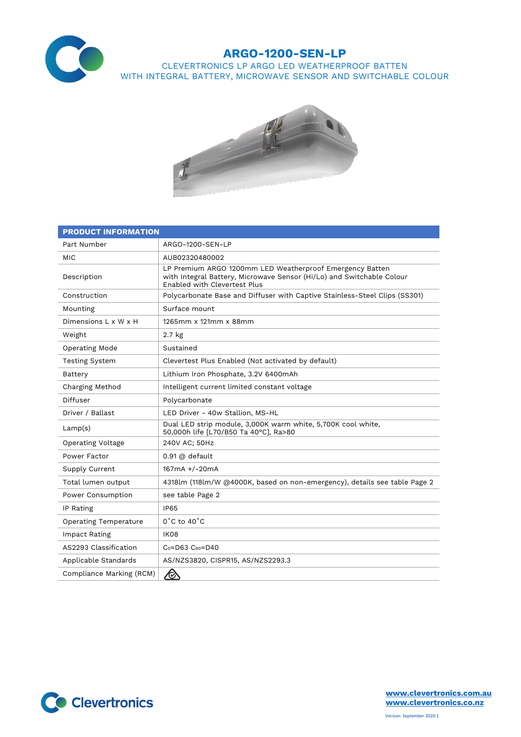# ARGO-1200-SEN-LP

CLEVERTRONICS LP ARGO LED WEATHERPROOF BATTEN
WITH INTEGRAL BATTERY, MICROWAVE SENSOR AND SWITCHABLE COLOUR

| PRODUCT INFORMATION | |
|---|---|
| Part Number | ARGO-1200-SEN-LP |
| MIC | AUB02320480002 |
| Description | LP Premium ARGO 1200mm LED Weatherproof Emergency Batten with Integral Battery, Microwave Sensor (Hi/Lo) and Switchable Colour Enabled with Clevertest Plus |
| Construction | Polycarbonate Base and Diffuser with Captive Stainless-Steel Clips (SS301) |
| Mounting | Surface mount |
| Dimensions L x W x H | 1265mm x 121mm x 88mm |
| Weight | 2.7 kg |
| Operating Mode | Sustained |
| Testing System | Clevertest Plus Enabled (Not activated by default) |
| Battery | Lithium Iron Phosphate, 3.2V 6400mAh |
| Charging Method | Intelligent current limited constant voltage |
| Diffuser | Polycarbonate |
| Driver / Ballast | LED Driver - 40w Stallion, MS-HL |
| Lamp(s) | Dual LED strip module, 3,000K warm white, 5,700K cool white, 50,000h life [L70/B50 Ta 40°C], Ra>80 |
| Operating Voltage | 240V AC; 50Hz |
| Power Factor | 0.91 @ default |
| Supply Current | 167mA +/-20mA |
| Total lumen output | 4318lm (118lm/W @4000K, based on non-emergency), details see table Page 2 |
| Power Consumption | see table Page 2 |
| IP Rating | IP65 |
| Operating Temperature | 0˚C to 40˚C |
| Impact Rating | IK08 |
| AS2293 Classification | $C_0$=D63 $C_{90}$=D40 |
| Applicable Standards | AS/NZS3820, CISPR15, AS/NZS2293.3 |
| Compliance Marking (RCM) | |

www.clevertronics.com.au
www.clevertronics.co.nz

Version: September 2020-1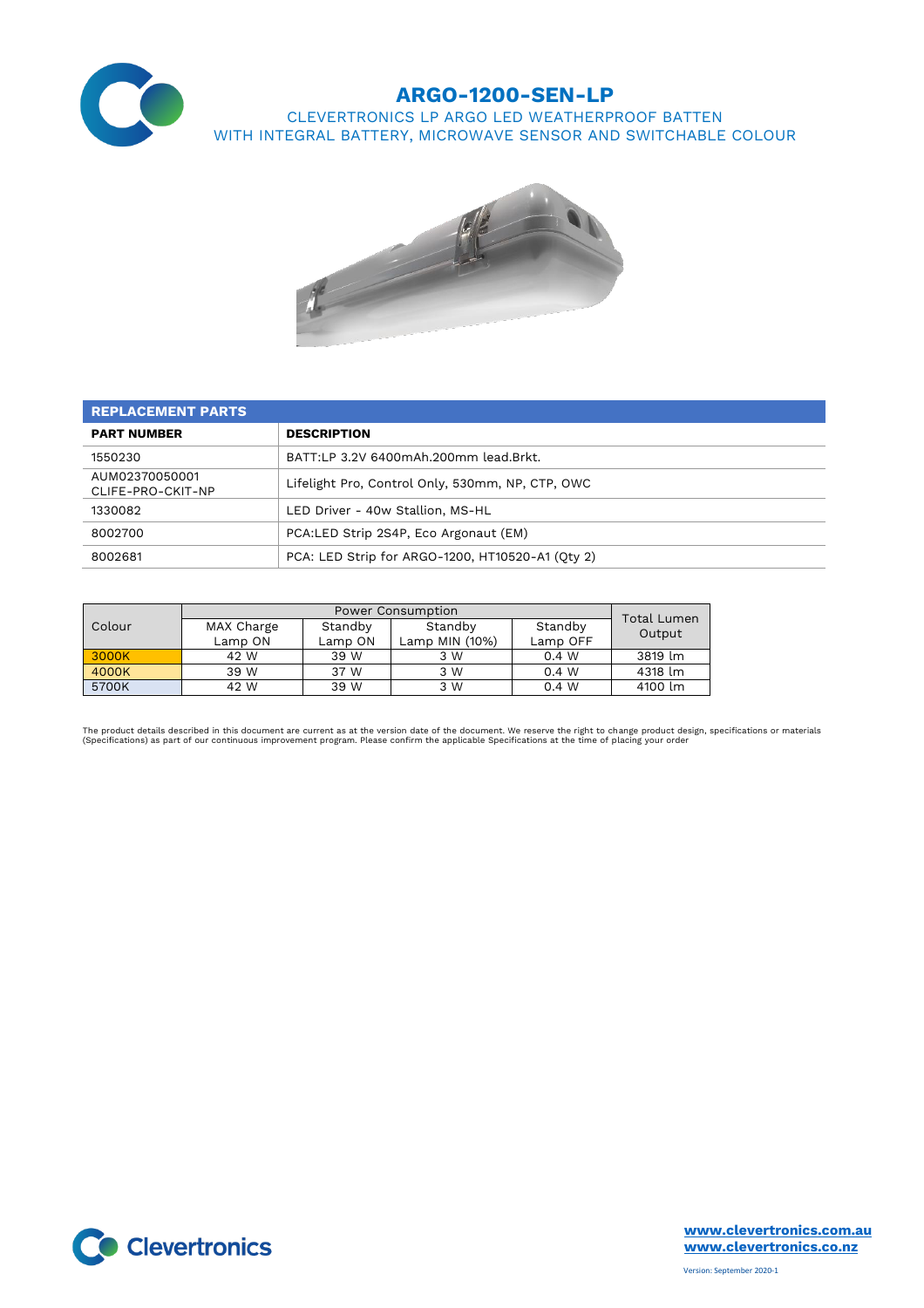# ARGO-1200-SEN-LP

CLEVERTRONICS LP ARGO LED WEATHERPROOF BATTEN
WITH INTEGRAL BATTERY, MICROWAVE SENSOR AND SWITCHABLE COLOUR

| REPLACEMENT PARTS | |
|---|---|
| **PART NUMBER** | **DESCRIPTION** |
| 1550230 | BATT:LP 3.2V 6400mAh.200mm lead.Brkt. |
| AUM02370050001<br>CLIFE-PRO-CKIT-NP | Lifelight Pro, Control Only, 530mm, NP, CTP, OWC |
| 1330082 | LED Driver - 40w Stallion, MS-HL |
| 8002700 | PCA:LED Strip 2S4P, Eco Argonaut (EM) |
| 8002681 | PCA: LED Strip for ARGO-1200, HT10520-A1 (Qty 2) |

| Colour | Power Consumption | | | | Total Lumen Output |
|---|---|---|---|---|---|
| | MAX Charge Lamp ON | Standby Lamp ON | Standby Lamp MIN (10%) | Standby Lamp OFF | |
| 3000K | 42 W | 39 W | 3 W | 0.4 W | 3819 lm |
| 4000K | 39 W | 37 W | 3 W | 0.4 W | 4318 lm |
| 5700K | 42 W | 39 W | 3 W | 0.4 W | 4100 lm |

The product details described in this document are current as at the version date of the document. We reserve the right to change product design, specifications or materials (Specifications) as part of our continuous improvement program. Please confirm the applicable Specifications at the time of placing your order

Clevertronics

www.clevertronics.com.au
www.clevertronics.co.nz

Version: September 2020-1